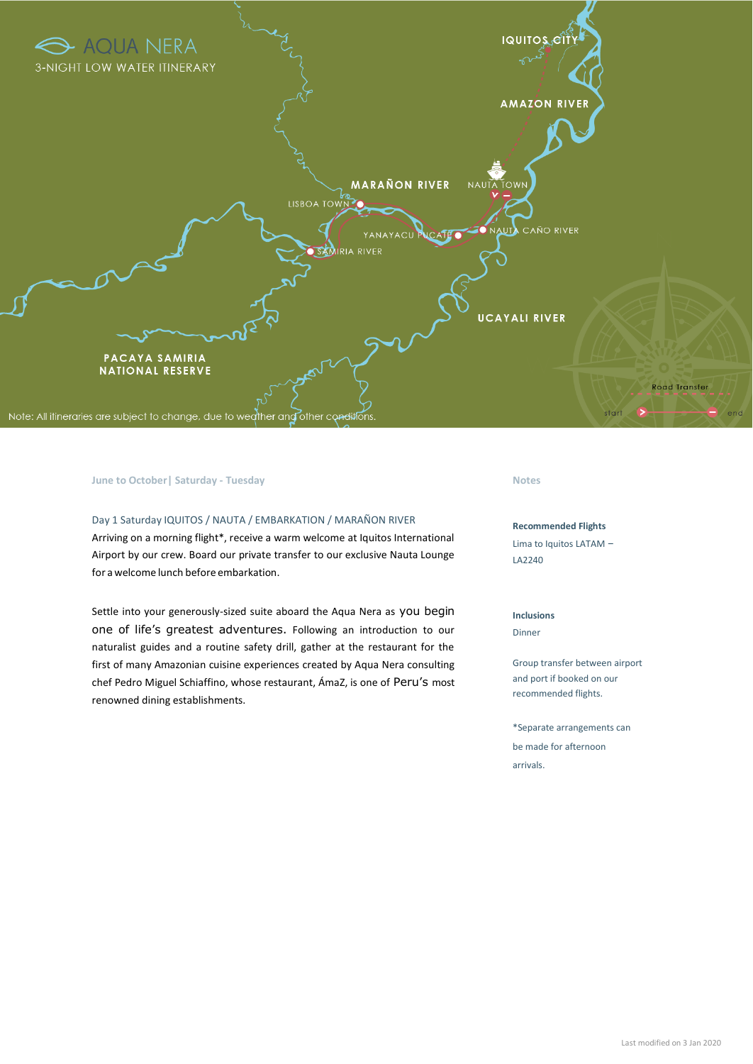# AQUA NERA

3-NIGHT LOW WATER ITINERARY

IQUITOS CITY

AMAZON RIVER

MARAÑON RIVER

NAUTA TOWN

LISBOA TOWN

YANAYACU PUCATE

NAUTA CAÑO RIVER

SAMIRIA RIVER

UCAYALI RIVER

PACAYA SAMIRIA NATIONAL RESERVE

Road Transfer

start end

Note: All itineraries are subject to change, due to weather and other conditions.

June to October| Saturday - Tuesday

### Day 1 Saturday IQUITOS / NAUTA / EMBARKATION / MARAÑON RIVER

Arriving on a morning flight*, receive a warm welcome at Iquitos International Airport by our crew. Board our private transfer to our exclusive Nauta Lounge for a welcome lunch before embarkation.

Settle into your generously-sized suite aboard the Aqua Nera as you begin one of life's greatest adventures. Following an introduction to our naturalist guides and a routine safety drill, gather at the restaurant for the first of many Amazonian cuisine experiences created by Aqua Nera consulting chef Pedro Miguel Schiaffino, whose restaurant, ÁmaZ, is one of Peru's most renowned dining establishments.

### Notes

**Recommended Flights**

Lima to Iquitos LATAM – LA2240

**Inclusions**

Dinner

Group transfer between airport and port if booked on our recommended flights.

*Separate arrangements can be made for afternoon arrivals.

Last modified on 3 Jan 2020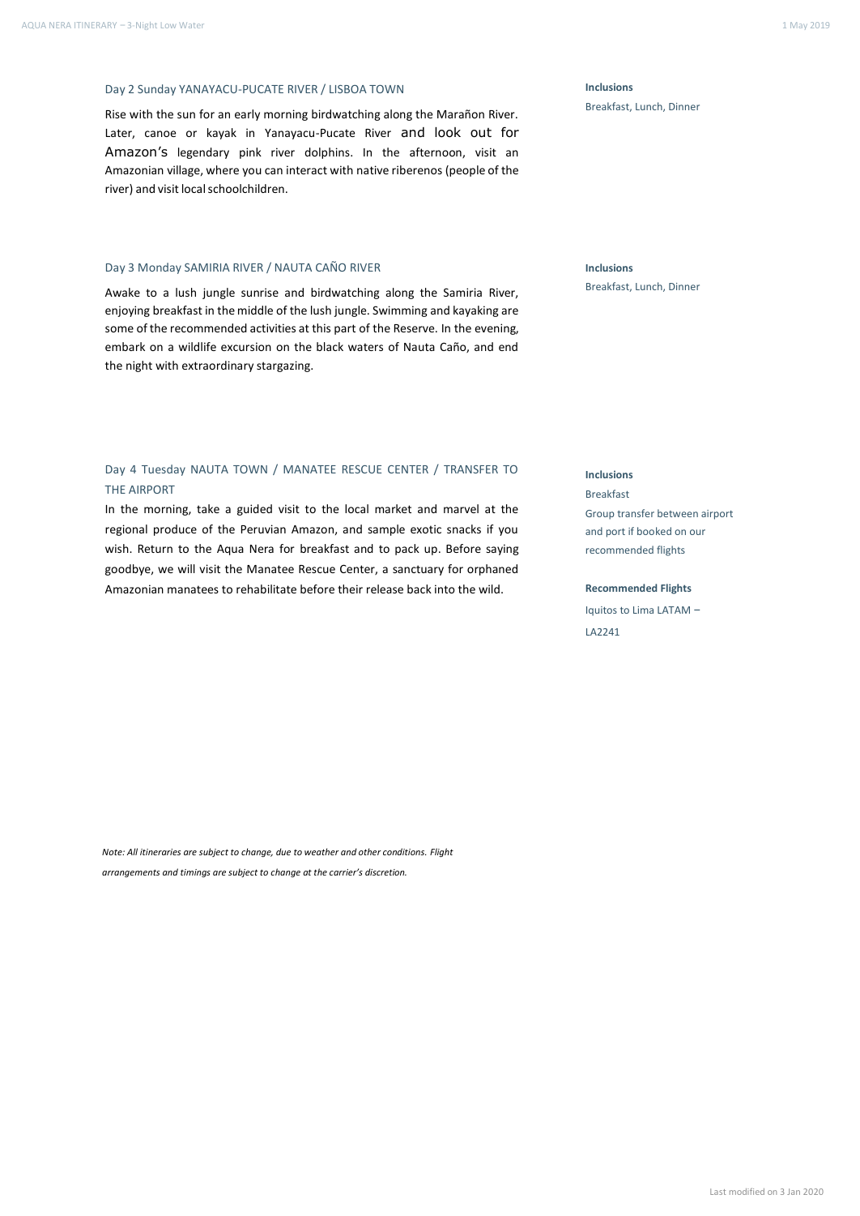## Day 2 Sunday YANAYACU-PUCATE RIVER / LISBOA TOWN

Rise with the sun for an early morning birdwatching along the Marañon River. Later, canoe or kayak in Yanayacu-Pucate River and look out for Amazon's legendary pink river dolphins. In the afternoon, visit an Amazonian village, where you can interact with native riberenos (people of the river) and visit local schoolchildren.

**Inclusions**

Breakfast, Lunch, Dinner

## Day 3 Monday SAMIRIA RIVER / NAUTA CAÑO RIVER

Awake to a lush jungle sunrise and birdwatching along the Samiria River, enjoying breakfast in the middle of the lush jungle. Swimming and kayaking are some of the recommended activities at this part of the Reserve. In the evening, embark on a wildlife excursion on the black waters of Nauta Caño, and end the night with extraordinary stargazing.

**Inclusions**

Breakfast, Lunch, Dinner

## Day 4 Tuesday NAUTA TOWN / MANATEE RESCUE CENTER / TRANSFER TO THE AIRPORT

In the morning, take a guided visit to the local market and marvel at the regional produce of the Peruvian Amazon, and sample exotic snacks if you wish. Return to the Aqua Nera for breakfast and to pack up. Before saying goodbye, we will visit the Manatee Rescue Center, a sanctuary for orphaned Amazonian manatees to rehabilitate before their release back into the wild.

**Inclusions**

Breakfast

Group transfer between airport and port if booked on our recommended flights

**Recommended Flights**

Iquitos to Lima LATAM – LA2241

*Note: All itineraries are subject to change, due to weather and other conditions. Flight arrangements and timings are subject to change at the carrier's discretion.*